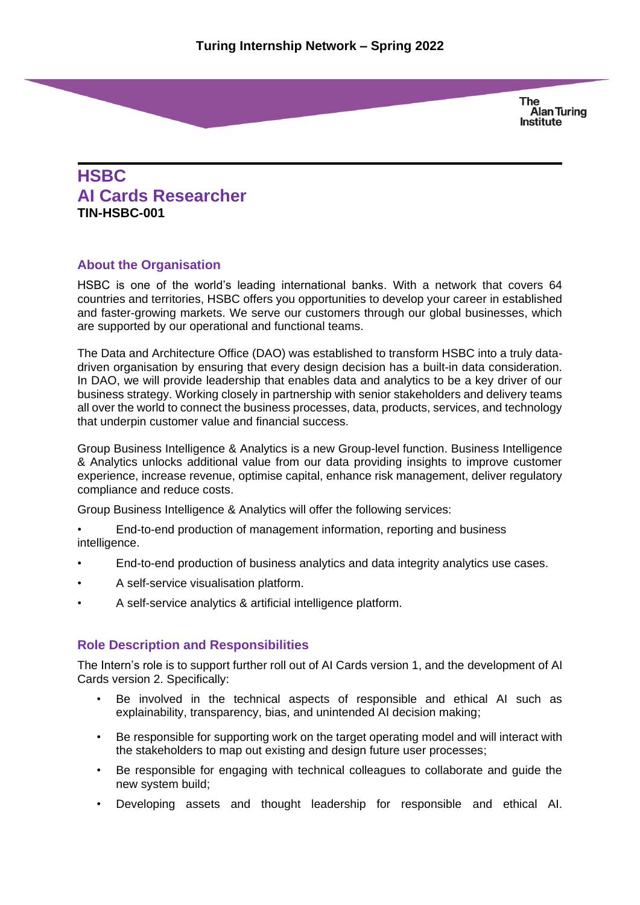# Turing Internship Network – Spring 2022

## HSBC
## AI Cards Researcher
**TIN-HSBC-001**

### About the Organisation

HSBC is one of the world's leading international banks. With a network that covers 64 countries and territories, HSBC offers you opportunities to develop your career in established and faster-growing markets. We serve our customers through our global businesses, which are supported by our operational and functional teams.

The Data and Architecture Office (DAO) was established to transform HSBC into a truly data-driven organisation by ensuring that every design decision has a built-in data consideration. In DAO, we will provide leadership that enables data and analytics to be a key driver of our business strategy. Working closely in partnership with senior stakeholders and delivery teams all over the world to connect the business processes, data, products, services, and technology that underpin customer value and financial success.

Group Business Intelligence & Analytics is a new Group-level function. Business Intelligence & Analytics unlocks additional value from our data providing insights to improve customer experience, increase revenue, optimise capital, enhance risk management, deliver regulatory compliance and reduce costs.

Group Business Intelligence & Analytics will offer the following services:

- End-to-end production of management information, reporting and business intelligence.
- End-to-end production of business analytics and data integrity analytics use cases.
- A self-service visualisation platform.
- A self-service analytics & artificial intelligence platform.

### Role Description and Responsibilities

The Intern's role is to support further roll out of AI Cards version 1, and the development of AI Cards version 2. Specifically:

- Be involved in the technical aspects of responsible and ethical AI such as explainability, transparency, bias, and unintended AI decision making;
- Be responsible for supporting work on the target operating model and will interact with the stakeholders to map out existing and design future user processes;
- Be responsible for engaging with technical colleagues to collaborate and guide the new system build;
- Developing assets and thought leadership for responsible and ethical AI.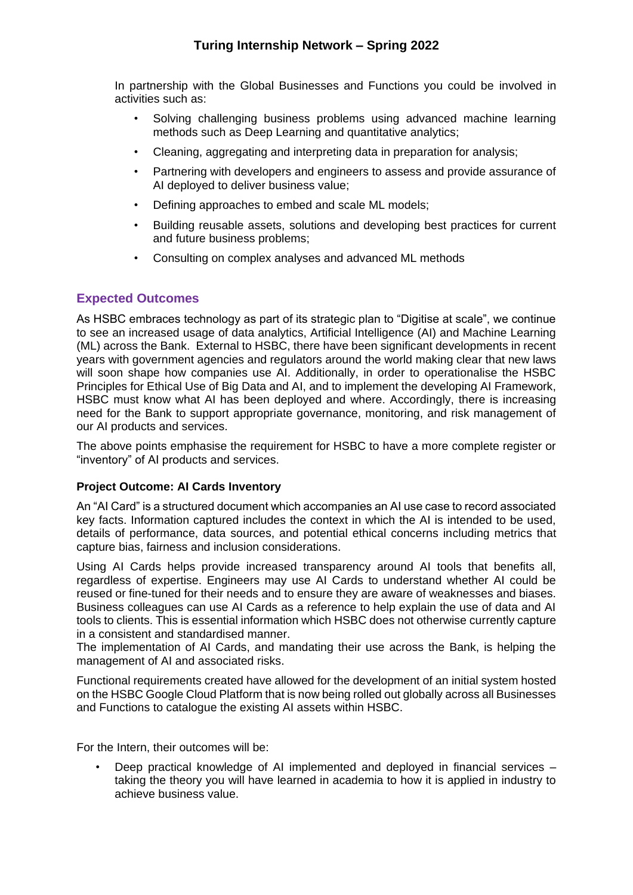In partnership with the Global Businesses and Functions you could be involved in activities such as:

- Solving challenging business problems using advanced machine learning methods such as Deep Learning and quantitative analytics;
- Cleaning, aggregating and interpreting data in preparation for analysis;
- Partnering with developers and engineers to assess and provide assurance of AI deployed to deliver business value;
- Defining approaches to embed and scale ML models;
- Building reusable assets, solutions and developing best practices for current and future business problems;
- Consulting on complex analyses and advanced ML methods

## Expected Outcomes

As HSBC embraces technology as part of its strategic plan to "Digitise at scale", we continue to see an increased usage of data analytics, Artificial Intelligence (AI) and Machine Learning (ML) across the Bank. External to HSBC, there have been significant developments in recent years with government agencies and regulators around the world making clear that new laws will soon shape how companies use AI. Additionally, in order to operationalise the HSBC Principles for Ethical Use of Big Data and AI, and to implement the developing AI Framework, HSBC must know what AI has been deployed and where. Accordingly, there is increasing need for the Bank to support appropriate governance, monitoring, and risk management of our AI products and services.

The above points emphasise the requirement for HSBC to have a more complete register or "inventory" of AI products and services.

**Project Outcome: AI Cards Inventory**

An "AI Card" is a structured document which accompanies an AI use case to record associated key facts. Information captured includes the context in which the AI is intended to be used, details of performance, data sources, and potential ethical concerns including metrics that capture bias, fairness and inclusion considerations.

Using AI Cards helps provide increased transparency around AI tools that benefits all, regardless of expertise. Engineers may use AI Cards to understand whether AI could be reused or fine-tuned for their needs and to ensure they are aware of weaknesses and biases. Business colleagues can use AI Cards as a reference to help explain the use of data and AI tools to clients. This is essential information which HSBC does not otherwise currently capture in a consistent and standardised manner.
The implementation of AI Cards, and mandating their use across the Bank, is helping the management of AI and associated risks.

Functional requirements created have allowed for the development of an initial system hosted on the HSBC Google Cloud Platform that is now being rolled out globally across all Businesses and Functions to catalogue the existing AI assets within HSBC.

For the Intern, their outcomes will be:

- Deep practical knowledge of AI implemented and deployed in financial services – taking the theory you will have learned in academia to how it is applied in industry to achieve business value.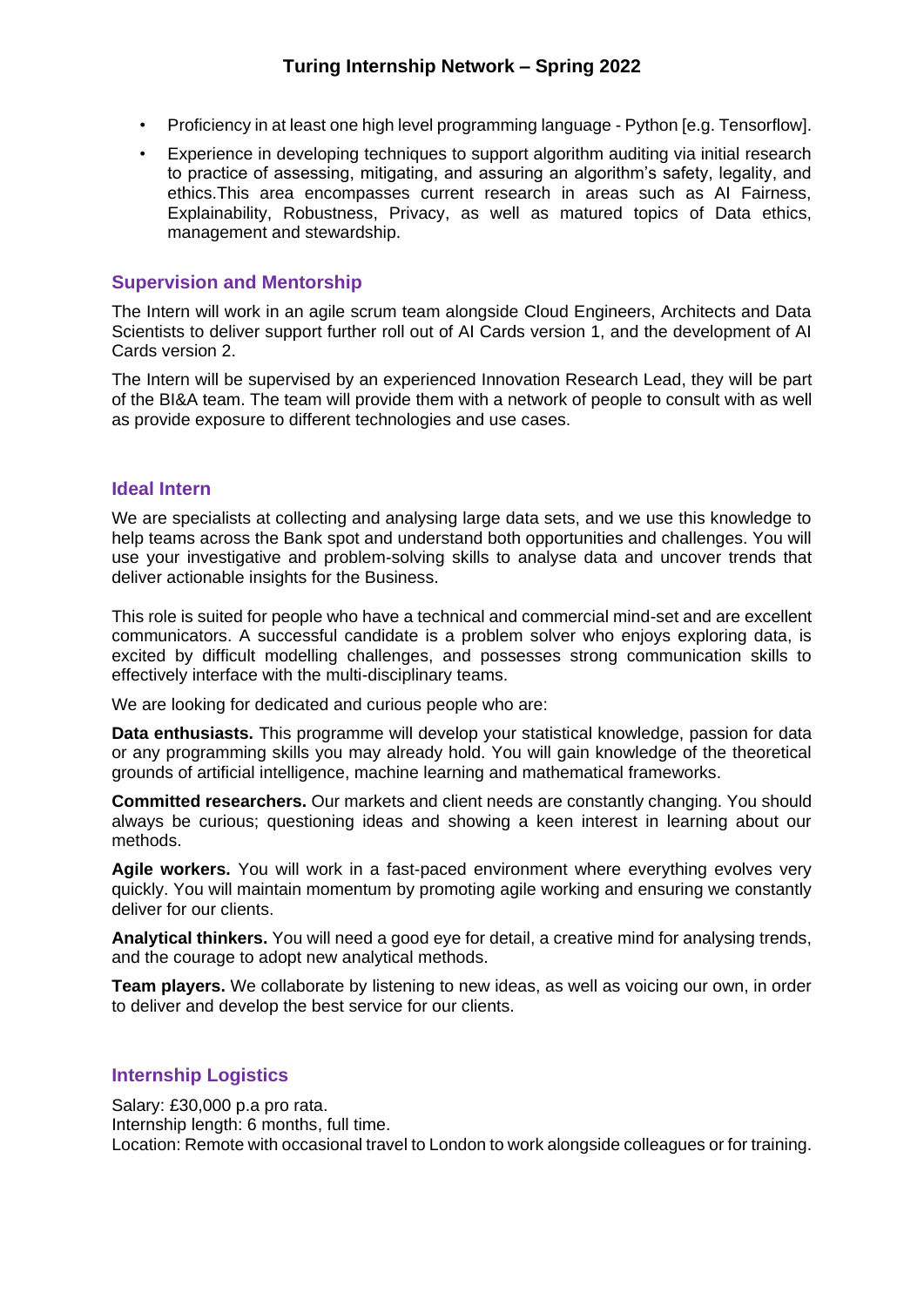- Proficiency in at least one high level programming language - Python [e.g. Tensorflow].
- Experience in developing techniques to support algorithm auditing via initial research to practice of assessing, mitigating, and assuring an algorithm's safety, legality, and ethics.This area encompasses current research in areas such as AI Fairness, Explainability, Robustness, Privacy, as well as matured topics of Data ethics, management and stewardship.

## Supervision and Mentorship

The Intern will work in an agile scrum team alongside Cloud Engineers, Architects and Data Scientists to deliver support further roll out of AI Cards version 1, and the development of AI Cards version 2.

The Intern will be supervised by an experienced Innovation Research Lead, they will be part of the BI&A team. The team will provide them with a network of people to consult with as well as provide exposure to different technologies and use cases.

## Ideal Intern

We are specialists at collecting and analysing large data sets, and we use this knowledge to help teams across the Bank spot and understand both opportunities and challenges. You will use your investigative and problem-solving skills to analyse data and uncover trends that deliver actionable insights for the Business.

This role is suited for people who have a technical and commercial mind-set and are excellent communicators. A successful candidate is a problem solver who enjoys exploring data, is excited by difficult modelling challenges, and possesses strong communication skills to effectively interface with the multi-disciplinary teams.

We are looking for dedicated and curious people who are:

**Data enthusiasts.** This programme will develop your statistical knowledge, passion for data or any programming skills you may already hold. You will gain knowledge of the theoretical grounds of artificial intelligence, machine learning and mathematical frameworks.

**Committed researchers.** Our markets and client needs are constantly changing. You should always be curious; questioning ideas and showing a keen interest in learning about our methods.

**Agile workers.** You will work in a fast-paced environment where everything evolves very quickly. You will maintain momentum by promoting agile working and ensuring we constantly deliver for our clients.

**Analytical thinkers.** You will need a good eye for detail, a creative mind for analysing trends, and the courage to adopt new analytical methods.

**Team players.** We collaborate by listening to new ideas, as well as voicing our own, in order to deliver and develop the best service for our clients.

## Internship Logistics

Salary: £30,000 p.a pro rata.
Internship length: 6 months, full time.
Location: Remote with occasional travel to London to work alongside colleagues or for training.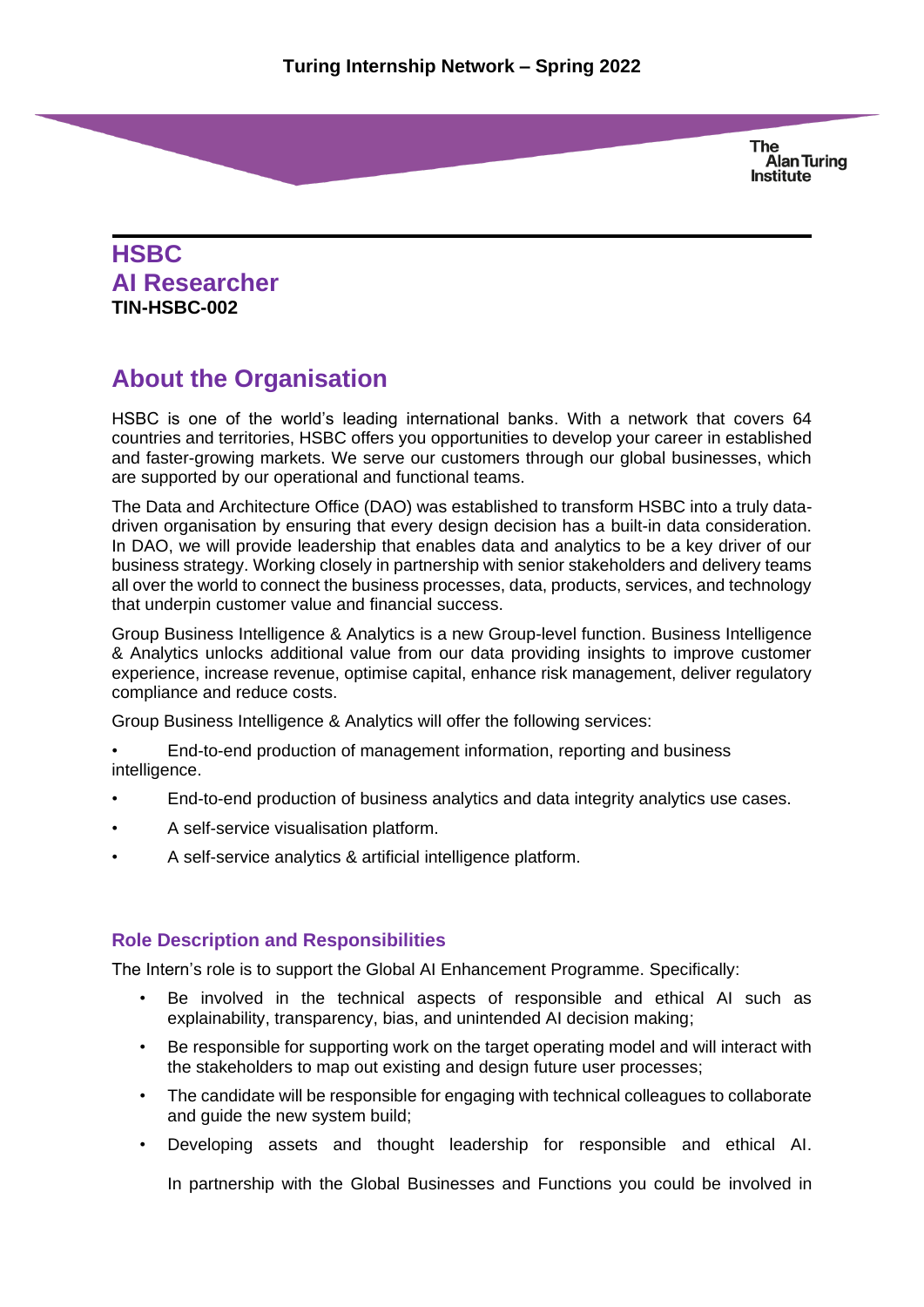# HSBC
# AI Researcher
**TIN-HSBC-002**

## About the Organisation

HSBC is one of the world's leading international banks. With a network that covers 64 countries and territories, HSBC offers you opportunities to develop your career in established and faster-growing markets. We serve our customers through our global businesses, which are supported by our operational and functional teams.

The Data and Architecture Office (DAO) was established to transform HSBC into a truly data-driven organisation by ensuring that every design decision has a built-in data consideration. In DAO, we will provide leadership that enables data and analytics to be a key driver of our business strategy. Working closely in partnership with senior stakeholders and delivery teams all over the world to connect the business processes, data, products, services, and technology that underpin customer value and financial success.

Group Business Intelligence & Analytics is a new Group-level function. Business Intelligence & Analytics unlocks additional value from our data providing insights to improve customer experience, increase revenue, optimise capital, enhance risk management, deliver regulatory compliance and reduce costs.

Group Business Intelligence & Analytics will offer the following services:

- End-to-end production of management information, reporting and business intelligence.
- End-to-end production of business analytics and data integrity analytics use cases.
- A self-service visualisation platform.
- A self-service analytics & artificial intelligence platform.

### Role Description and Responsibilities

The Intern's role is to support the Global AI Enhancement Programme. Specifically:

- Be involved in the technical aspects of responsible and ethical AI such as explainability, transparency, bias, and unintended AI decision making;
- Be responsible for supporting work on the target operating model and will interact with the stakeholders to map out existing and design future user processes;
- The candidate will be responsible for engaging with technical colleagues to collaborate and guide the new system build;
- Developing assets and thought leadership for responsible and ethical AI.

  In partnership with the Global Businesses and Functions you could be involved in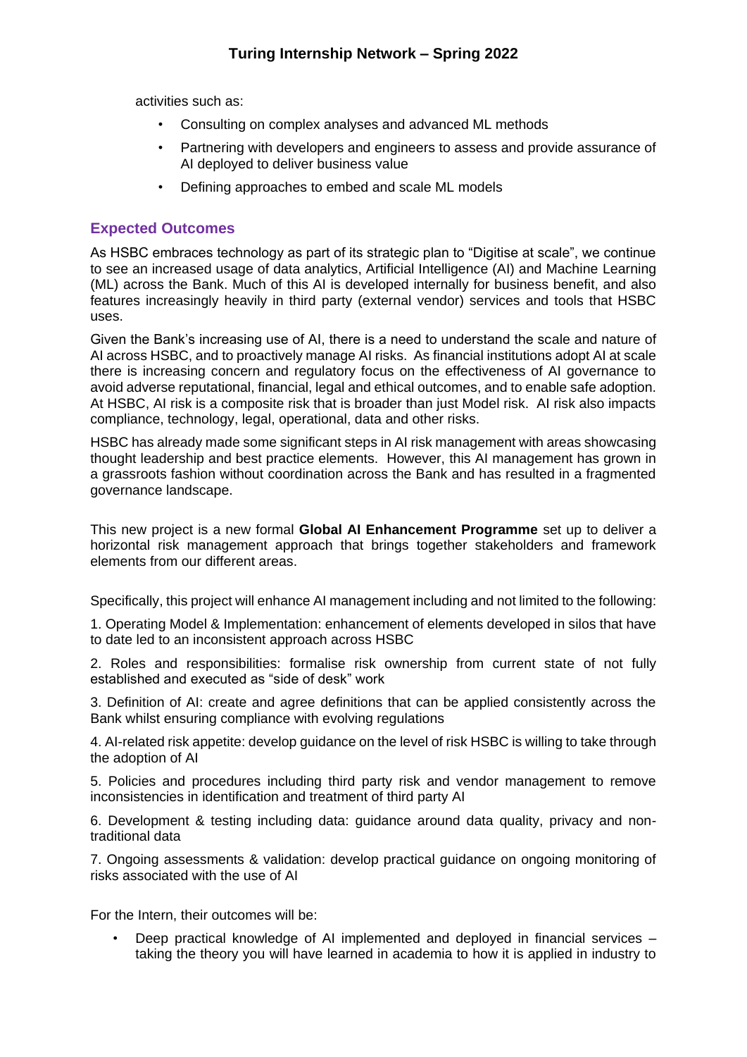activities such as:

- Consulting on complex analyses and advanced ML methods
- Partnering with developers and engineers to assess and provide assurance of AI deployed to deliver business value
- Defining approaches to embed and scale ML models

## Expected Outcomes

As HSBC embraces technology as part of its strategic plan to "Digitise at scale", we continue to see an increased usage of data analytics, Artificial Intelligence (AI) and Machine Learning (ML) across the Bank. Much of this AI is developed internally for business benefit, and also features increasingly heavily in third party (external vendor) services and tools that HSBC uses.

Given the Bank's increasing use of AI, there is a need to understand the scale and nature of AI across HSBC, and to proactively manage AI risks. As financial institutions adopt AI at scale there is increasing concern and regulatory focus on the effectiveness of AI governance to avoid adverse reputational, financial, legal and ethical outcomes, and to enable safe adoption. At HSBC, AI risk is a composite risk that is broader than just Model risk. AI risk also impacts compliance, technology, legal, operational, data and other risks.

HSBC has already made some significant steps in AI risk management with areas showcasing thought leadership and best practice elements. However, this AI management has grown in a grassroots fashion without coordination across the Bank and has resulted in a fragmented governance landscape.

This new project is a new formal **Global AI Enhancement Programme** set up to deliver a horizontal risk management approach that brings together stakeholders and framework elements from our different areas.

Specifically, this project will enhance AI management including and not limited to the following:

1. Operating Model & Implementation: enhancement of elements developed in silos that have to date led to an inconsistent approach across HSBC

2. Roles and responsibilities: formalise risk ownership from current state of not fully established and executed as "side of desk" work

3. Definition of AI: create and agree definitions that can be applied consistently across the Bank whilst ensuring compliance with evolving regulations

4. AI-related risk appetite: develop guidance on the level of risk HSBC is willing to take through the adoption of AI

5. Policies and procedures including third party risk and vendor management to remove inconsistencies in identification and treatment of third party AI

6. Development & testing including data: guidance around data quality, privacy and non-traditional data

7. Ongoing assessments & validation: develop practical guidance on ongoing monitoring of risks associated with the use of AI

For the Intern, their outcomes will be:

- Deep practical knowledge of AI implemented and deployed in financial services – taking the theory you will have learned in academia to how it is applied in industry to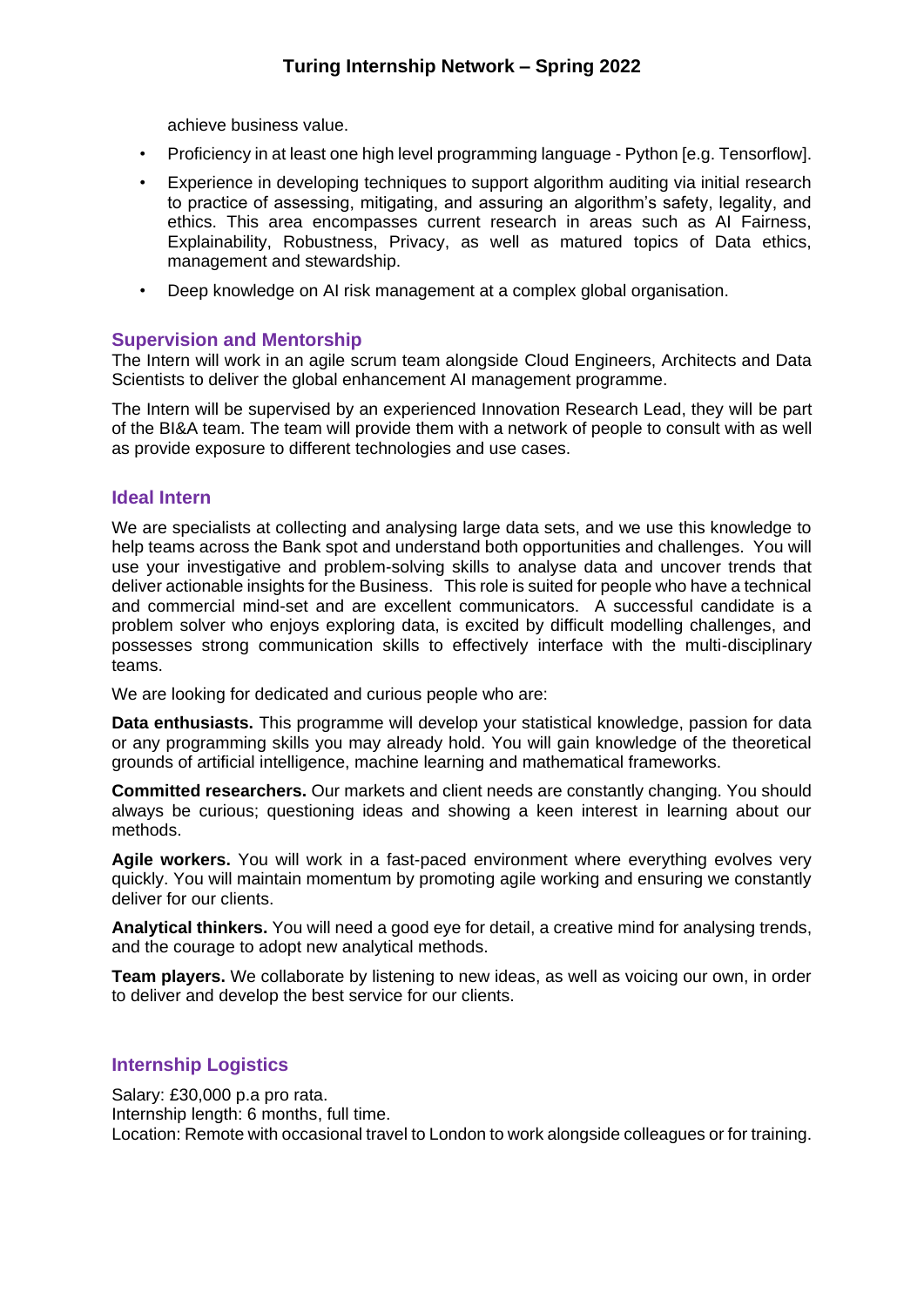achieve business value.

- Proficiency in at least one high level programming language - Python [e.g. Tensorflow].
- Experience in developing techniques to support algorithm auditing via initial research to practice of assessing, mitigating, and assuring an algorithm's safety, legality, and ethics. This area encompasses current research in areas such as AI Fairness, Explainability, Robustness, Privacy, as well as matured topics of Data ethics, management and stewardship.
- Deep knowledge on AI risk management at a complex global organisation.

### Supervision and Mentorship

The Intern will work in an agile scrum team alongside Cloud Engineers, Architects and Data Scientists to deliver the global enhancement AI management programme.

The Intern will be supervised by an experienced Innovation Research Lead, they will be part of the BI&A team. The team will provide them with a network of people to consult with as well as provide exposure to different technologies and use cases.

### Ideal Intern

We are specialists at collecting and analysing large data sets, and we use this knowledge to help teams across the Bank spot and understand both opportunities and challenges. You will use your investigative and problem-solving skills to analyse data and uncover trends that deliver actionable insights for the Business. This role is suited for people who have a technical and commercial mind-set and are excellent communicators. A successful candidate is a problem solver who enjoys exploring data, is excited by difficult modelling challenges, and possesses strong communication skills to effectively interface with the multi-disciplinary teams.

We are looking for dedicated and curious people who are:

**Data enthusiasts.** This programme will develop your statistical knowledge, passion for data or any programming skills you may already hold. You will gain knowledge of the theoretical grounds of artificial intelligence, machine learning and mathematical frameworks.

**Committed researchers.** Our markets and client needs are constantly changing. You should always be curious; questioning ideas and showing a keen interest in learning about our methods.

**Agile workers.** You will work in a fast-paced environment where everything evolves very quickly. You will maintain momentum by promoting agile working and ensuring we constantly deliver for our clients.

**Analytical thinkers.** You will need a good eye for detail, a creative mind for analysing trends, and the courage to adopt new analytical methods.

**Team players.** We collaborate by listening to new ideas, as well as voicing our own, in order to deliver and develop the best service for our clients.

### Internship Logistics

Salary: £30,000 p.a pro rata.
Internship length: 6 months, full time.
Location: Remote with occasional travel to London to work alongside colleagues or for training.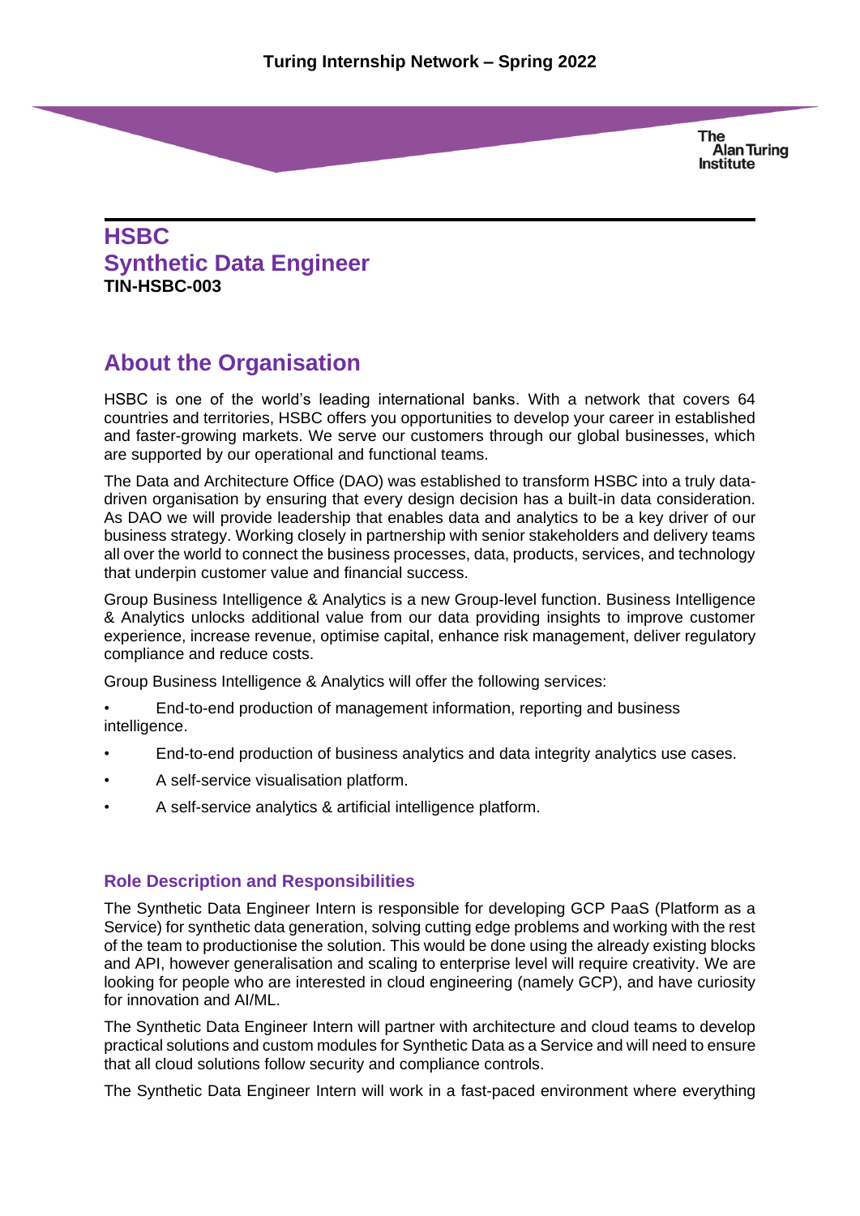# HSBC

# Synthetic Data Engineer

**TIN-HSBC-003**

## About the Organisation

HSBC is one of the world's leading international banks. With a network that covers 64 countries and territories, HSBC offers you opportunities to develop your career in established and faster-growing markets. We serve our customers through our global businesses, which are supported by our operational and functional teams.

The Data and Architecture Office (DAO) was established to transform HSBC into a truly data-driven organisation by ensuring that every design decision has a built-in data consideration. As DAO we will provide leadership that enables data and analytics to be a key driver of our business strategy. Working closely in partnership with senior stakeholders and delivery teams all over the world to connect the business processes, data, products, services, and technology that underpin customer value and financial success.

Group Business Intelligence & Analytics is a new Group-level function. Business Intelligence & Analytics unlocks additional value from our data providing insights to improve customer experience, increase revenue, optimise capital, enhance risk management, deliver regulatory compliance and reduce costs.

Group Business Intelligence & Analytics will offer the following services:

- End-to-end production of management information, reporting and business intelligence.
- End-to-end production of business analytics and data integrity analytics use cases.
- A self-service visualisation platform.
- A self-service analytics & artificial intelligence platform.

### Role Description and Responsibilities

The Synthetic Data Engineer Intern is responsible for developing GCP PaaS (Platform as a Service) for synthetic data generation, solving cutting edge problems and working with the rest of the team to productionise the solution. This would be done using the already existing blocks and API, however generalisation and scaling to enterprise level will require creativity. We are looking for people who are interested in cloud engineering (namely GCP), and have curiosity for innovation and AI/ML.

The Synthetic Data Engineer Intern will partner with architecture and cloud teams to develop practical solutions and custom modules for Synthetic Data as a Service and will need to ensure that all cloud solutions follow security and compliance controls.

The Synthetic Data Engineer Intern will work in a fast-paced environment where everything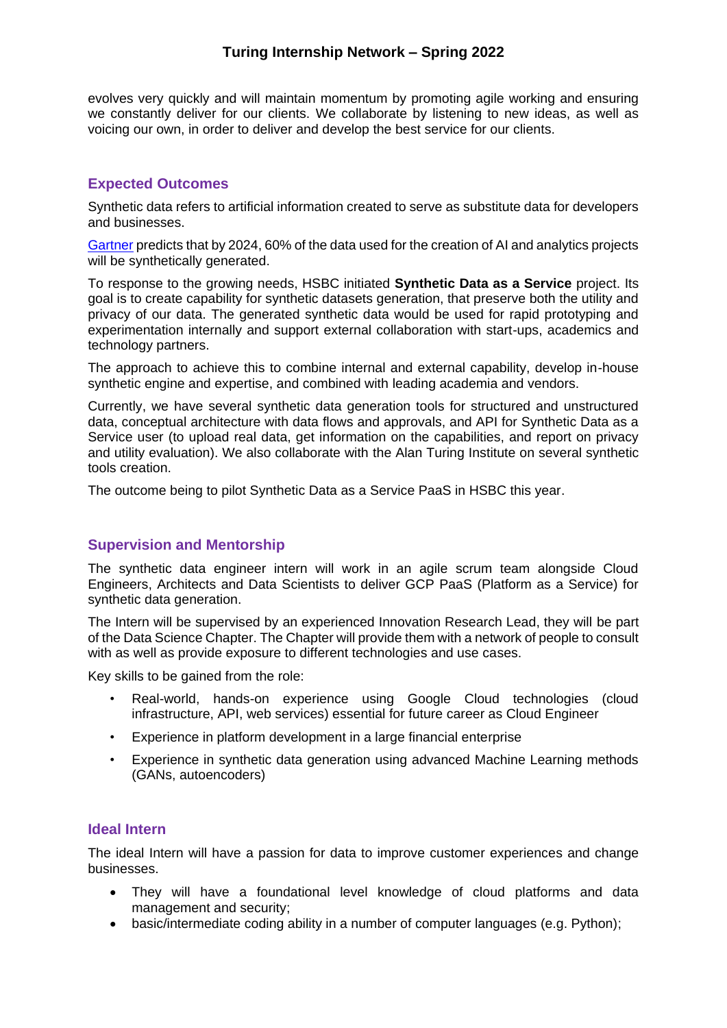evolves very quickly and will maintain momentum by promoting agile working and ensuring we constantly deliver for our clients. We collaborate by listening to new ideas, as well as voicing our own, in order to deliver and develop the best service for our clients.

## Expected Outcomes

Synthetic data refers to artificial information created to serve as substitute data for developers and businesses.

[Gartner](#) predicts that by 2024, 60% of the data used for the creation of AI and analytics projects will be synthetically generated.

To response to the growing needs, HSBC initiated **Synthetic Data as a Service** project. Its goal is to create capability for synthetic datasets generation, that preserve both the utility and privacy of our data. The generated synthetic data would be used for rapid prototyping and experimentation internally and support external collaboration with start-ups, academics and technology partners.

The approach to achieve this to combine internal and external capability, develop in-house synthetic engine and expertise, and combined with leading academia and vendors.

Currently, we have several synthetic data generation tools for structured and unstructured data, conceptual architecture with data flows and approvals, and API for Synthetic Data as a Service user (to upload real data, get information on the capabilities, and report on privacy and utility evaluation). We also collaborate with the Alan Turing Institute on several synthetic tools creation.

The outcome being to pilot Synthetic Data as a Service PaaS in HSBC this year.

## Supervision and Mentorship

The synthetic data engineer intern will work in an agile scrum team alongside Cloud Engineers, Architects and Data Scientists to deliver GCP PaaS (Platform as a Service) for synthetic data generation.

The Intern will be supervised by an experienced Innovation Research Lead, they will be part of the Data Science Chapter. The Chapter will provide them with a network of people to consult with as well as provide exposure to different technologies and use cases.

Key skills to be gained from the role:

- Real-world, hands-on experience using Google Cloud technologies (cloud infrastructure, API, web services) essential for future career as Cloud Engineer
- Experience in platform development in a large financial enterprise
- Experience in synthetic data generation using advanced Machine Learning methods (GANs, autoencoders)

## Ideal Intern

The ideal Intern will have a passion for data to improve customer experiences and change businesses.

- They will have a foundational level knowledge of cloud platforms and data management and security;
- basic/intermediate coding ability in a number of computer languages (e.g. Python);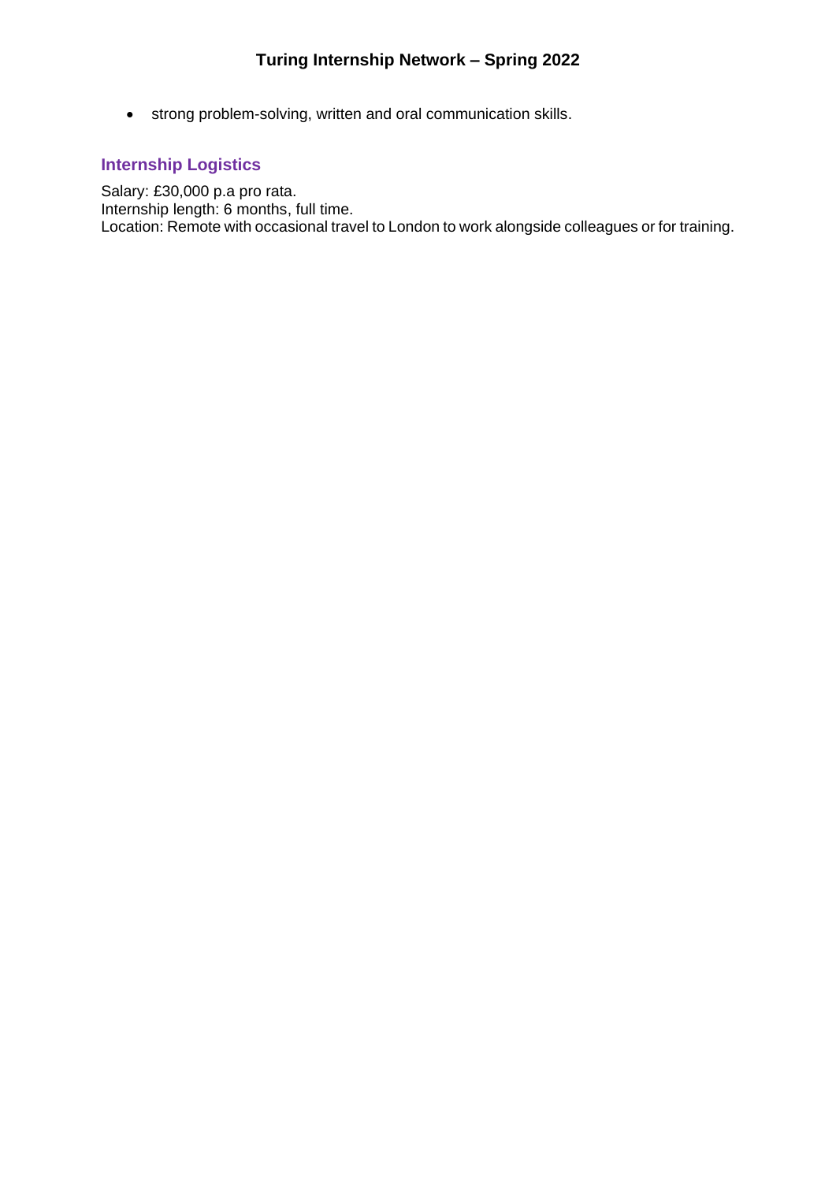- strong problem-solving, written and oral communication skills.

## Internship Logistics

Salary: £30,000 p.a pro rata.
Internship length: 6 months, full time.
Location: Remote with occasional travel to London to work alongside colleagues or for training.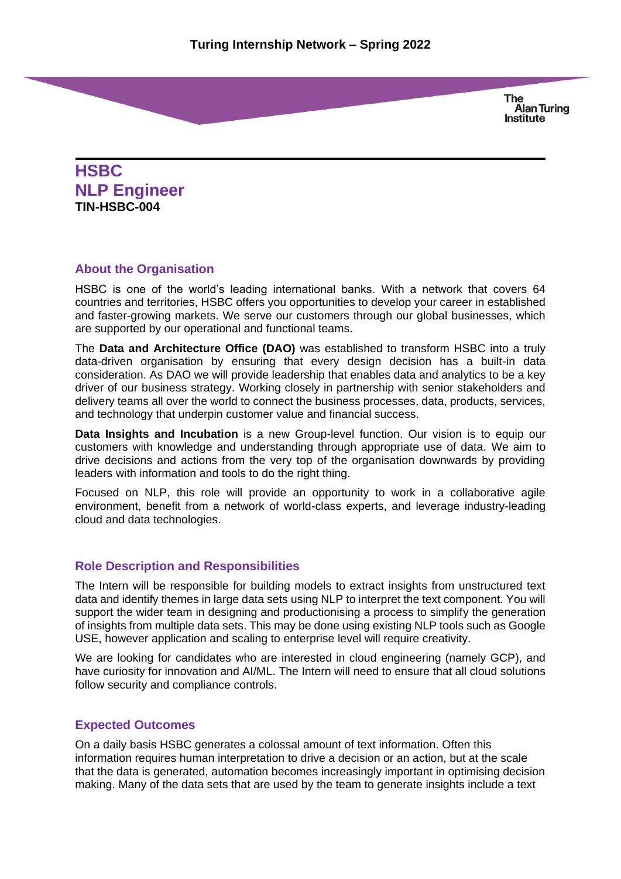# HSBC
# NLP Engineer
**TIN-HSBC-004**

## About the Organisation

HSBC is one of the world's leading international banks. With a network that covers 64 countries and territories, HSBC offers you opportunities to develop your career in established and faster-growing markets. We serve our customers through our global businesses, which are supported by our operational and functional teams.

The **Data and Architecture Office (DAO)** was established to transform HSBC into a truly data-driven organisation by ensuring that every design decision has a built-in data consideration. As DAO we will provide leadership that enables data and analytics to be a key driver of our business strategy. Working closely in partnership with senior stakeholders and delivery teams all over the world to connect the business processes, data, products, services, and technology that underpin customer value and financial success.

**Data Insights and Incubation** is a new Group-level function. Our vision is to equip our customers with knowledge and understanding through appropriate use of data. We aim to drive decisions and actions from the very top of the organisation downwards by providing leaders with information and tools to do the right thing.

Focused on NLP, this role will provide an opportunity to work in a collaborative agile environment, benefit from a network of world-class experts, and leverage industry-leading cloud and data technologies.

## Role Description and Responsibilities

The Intern will be responsible for building models to extract insights from unstructured text data and identify themes in large data sets using NLP to interpret the text component. You will support the wider team in designing and productionising a process to simplify the generation of insights from multiple data sets. This may be done using existing NLP tools such as Google USE, however application and scaling to enterprise level will require creativity.

We are looking for candidates who are interested in cloud engineering (namely GCP), and have curiosity for innovation and AI/ML. The Intern will need to ensure that all cloud solutions follow security and compliance controls.

## Expected Outcomes

On a daily basis HSBC generates a colossal amount of text information. Often this information requires human interpretation to drive a decision or an action, but at the scale that the data is generated, automation becomes increasingly important in optimising decision making. Many of the data sets that are used by the team to generate insights include a text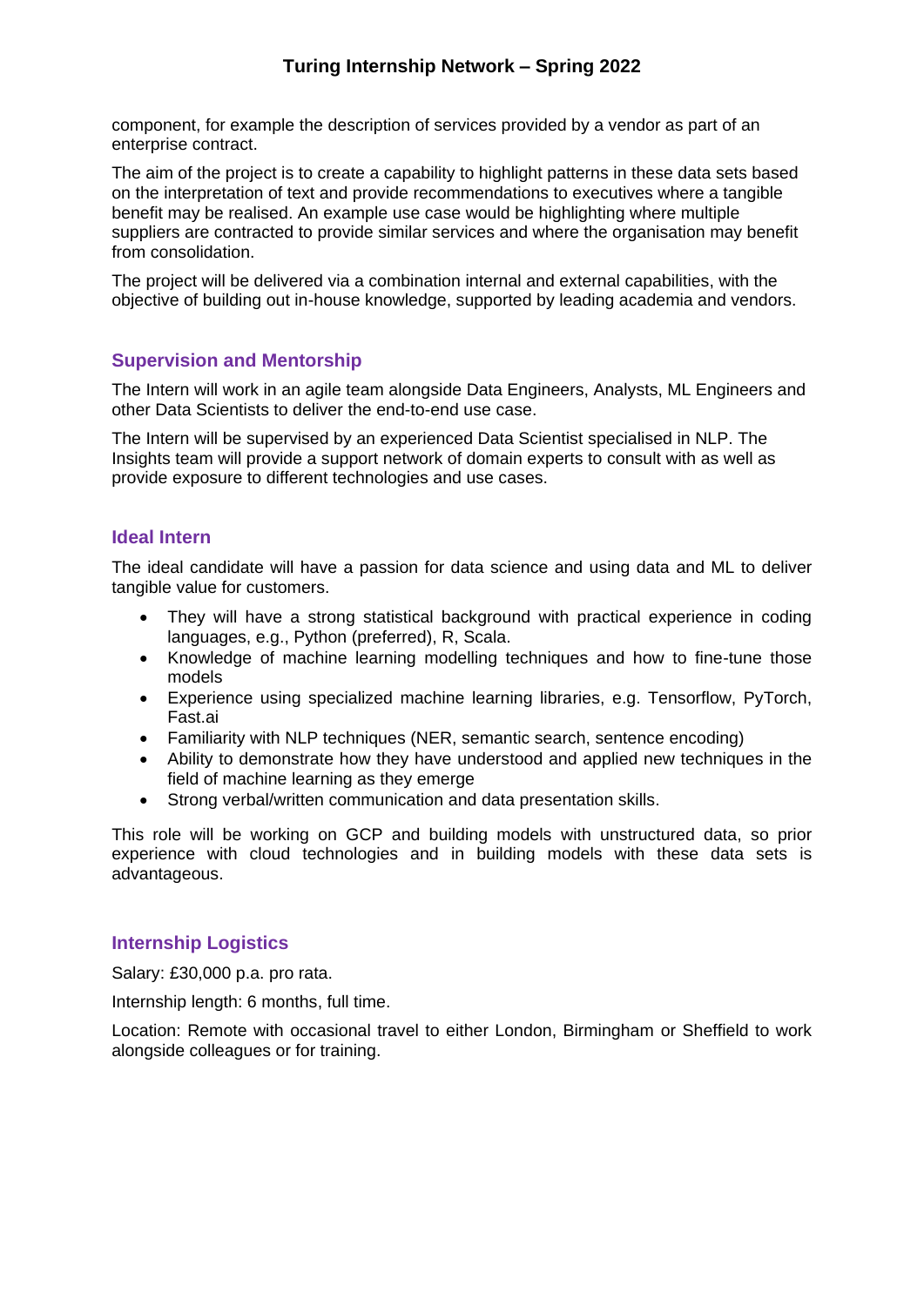component, for example the description of services provided by a vendor as part of an enterprise contract.

The aim of the project is to create a capability to highlight patterns in these data sets based on the interpretation of text and provide recommendations to executives where a tangible benefit may be realised. An example use case would be highlighting where multiple suppliers are contracted to provide similar services and where the organisation may benefit from consolidation.

The project will be delivered via a combination internal and external capabilities, with the objective of building out in-house knowledge, supported by leading academia and vendors.

### Supervision and Mentorship

The Intern will work in an agile team alongside Data Engineers, Analysts, ML Engineers and other Data Scientists to deliver the end-to-end use case.

The Intern will be supervised by an experienced Data Scientist specialised in NLP. The Insights team will provide a support network of domain experts to consult with as well as provide exposure to different technologies and use cases.

### Ideal Intern

The ideal candidate will have a passion for data science and using data and ML to deliver tangible value for customers.

- They will have a strong statistical background with practical experience in coding languages, e.g., Python (preferred), R, Scala.
- Knowledge of machine learning modelling techniques and how to fine-tune those models
- Experience using specialized machine learning libraries, e.g. Tensorflow, PyTorch, Fast.ai
- Familiarity with NLP techniques (NER, semantic search, sentence encoding)
- Ability to demonstrate how they have understood and applied new techniques in the field of machine learning as they emerge
- Strong verbal/written communication and data presentation skills.

This role will be working on GCP and building models with unstructured data, so prior experience with cloud technologies and in building models with these data sets is advantageous.

### Internship Logistics

Salary: £30,000 p.a. pro rata.

Internship length: 6 months, full time.

Location: Remote with occasional travel to either London, Birmingham or Sheffield to work alongside colleagues or for training.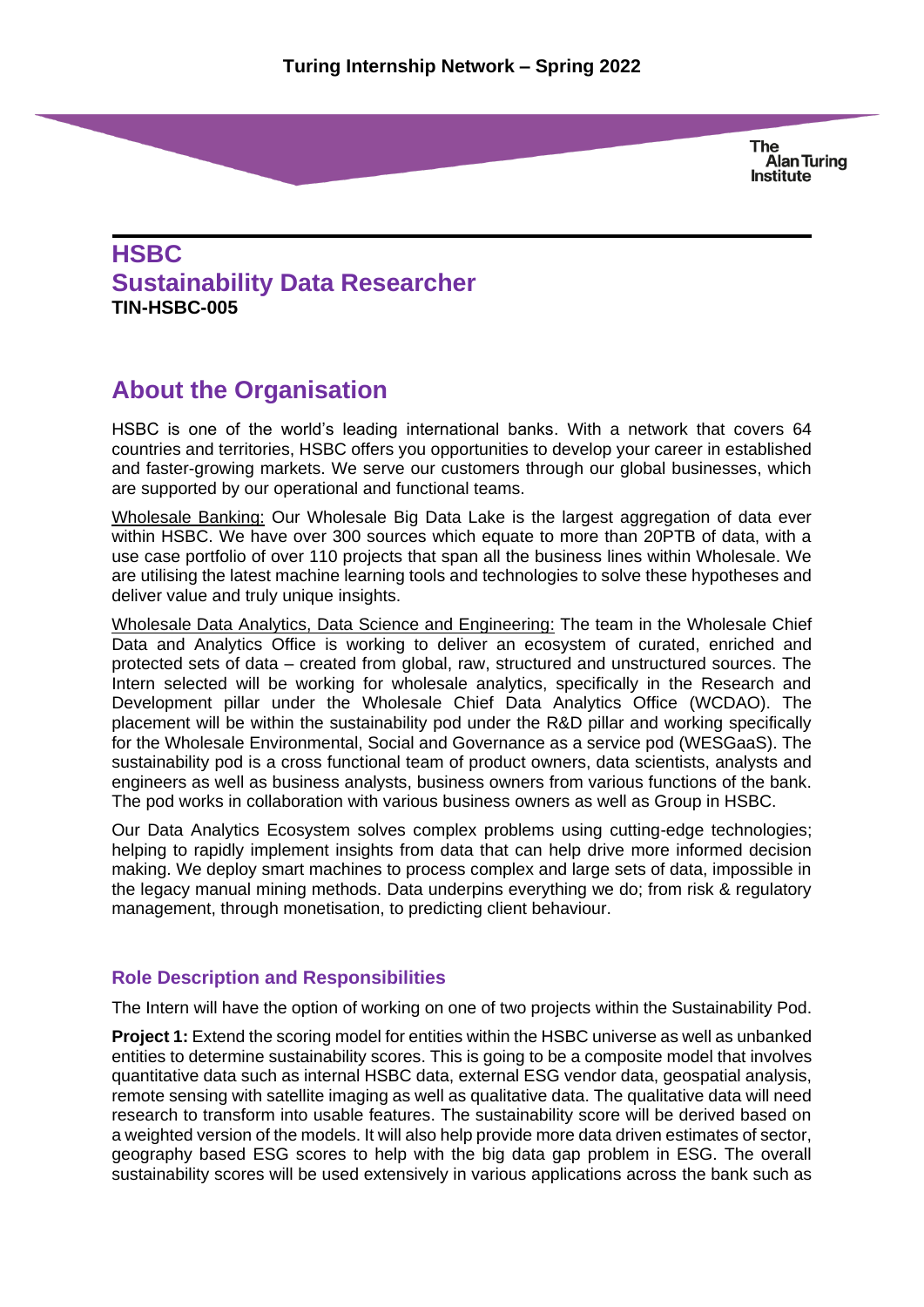# HSBC
# Sustainability Data Researcher
**TIN-HSBC-005**

## About the Organisation

HSBC is one of the world's leading international banks. With a network that covers 64 countries and territories, HSBC offers you opportunities to develop your career in established and faster-growing markets. We serve our customers through our global businesses, which are supported by our operational and functional teams.

Wholesale Banking: Our Wholesale Big Data Lake is the largest aggregation of data ever within HSBC. We have over 300 sources which equate to more than 20PTB of data, with a use case portfolio of over 110 projects that span all the business lines within Wholesale. We are utilising the latest machine learning tools and technologies to solve these hypotheses and deliver value and truly unique insights.

Wholesale Data Analytics, Data Science and Engineering: The team in the Wholesale Chief Data and Analytics Office is working to deliver an ecosystem of curated, enriched and protected sets of data – created from global, raw, structured and unstructured sources. The Intern selected will be working for wholesale analytics, specifically in the Research and Development pillar under the Wholesale Chief Data Analytics Office (WCDAO). The placement will be within the sustainability pod under the R&D pillar and working specifically for the Wholesale Environmental, Social and Governance as a service pod (WESGaaS). The sustainability pod is a cross functional team of product owners, data scientists, analysts and engineers as well as business analysts, business owners from various functions of the bank. The pod works in collaboration with various business owners as well as Group in HSBC.

Our Data Analytics Ecosystem solves complex problems using cutting-edge technologies; helping to rapidly implement insights from data that can help drive more informed decision making. We deploy smart machines to process complex and large sets of data, impossible in the legacy manual mining methods. Data underpins everything we do; from risk & regulatory management, through monetisation, to predicting client behaviour.

### Role Description and Responsibilities

The Intern will have the option of working on one of two projects within the Sustainability Pod.

**Project 1:** Extend the scoring model for entities within the HSBC universe as well as unbanked entities to determine sustainability scores. This is going to be a composite model that involves quantitative data such as internal HSBC data, external ESG vendor data, geospatial analysis, remote sensing with satellite imaging as well as qualitative data. The qualitative data will need research to transform into usable features. The sustainability score will be derived based on a weighted version of the models. It will also help provide more data driven estimates of sector, geography based ESG scores to help with the big data gap problem in ESG. The overall sustainability scores will be used extensively in various applications across the bank such as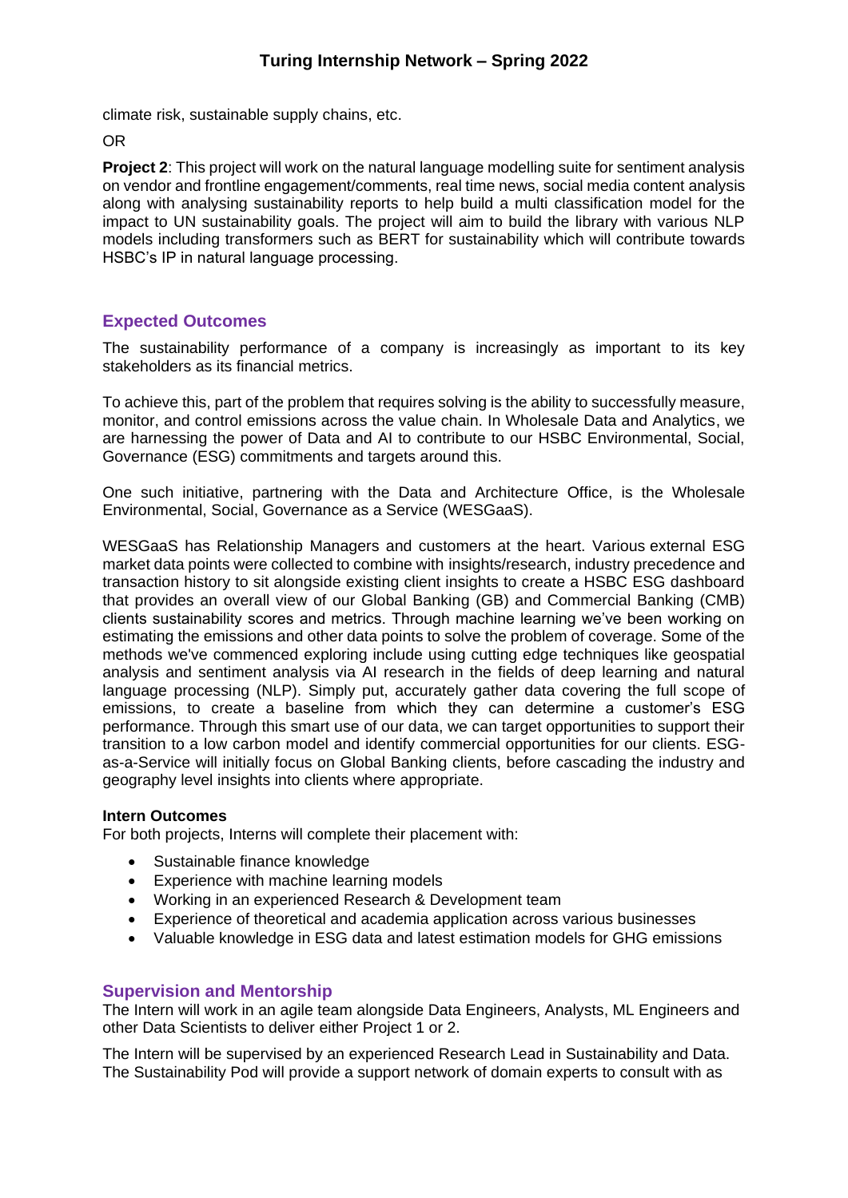climate risk, sustainable supply chains, etc.

OR

**Project 2**: This project will work on the natural language modelling suite for sentiment analysis on vendor and frontline engagement/comments, real time news, social media content analysis along with analysing sustainability reports to help build a multi classification model for the impact to UN sustainability goals. The project will aim to build the library with various NLP models including transformers such as BERT for sustainability which will contribute towards HSBC's IP in natural language processing.

## Expected Outcomes

The sustainability performance of a company is increasingly as important to its key stakeholders as its financial metrics.

To achieve this, part of the problem that requires solving is the ability to successfully measure, monitor, and control emissions across the value chain. In Wholesale Data and Analytics, we are harnessing the power of Data and AI to contribute to our HSBC Environmental, Social, Governance (ESG) commitments and targets around this.

One such initiative, partnering with the Data and Architecture Office, is the Wholesale Environmental, Social, Governance as a Service (WESGaaS).

WESGaaS has Relationship Managers and customers at the heart. Various external ESG market data points were collected to combine with insights/research, industry precedence and transaction history to sit alongside existing client insights to create a HSBC ESG dashboard that provides an overall view of our Global Banking (GB) and Commercial Banking (CMB) clients sustainability scores and metrics. Through machine learning we've been working on estimating the emissions and other data points to solve the problem of coverage. Some of the methods we've commenced exploring include using cutting edge techniques like geospatial analysis and sentiment analysis via AI research in the fields of deep learning and natural language processing (NLP). Simply put, accurately gather data covering the full scope of emissions, to create a baseline from which they can determine a customer's ESG performance. Through this smart use of our data, we can target opportunities to support their transition to a low carbon model and identify commercial opportunities for our clients. ESG-as-a-Service will initially focus on Global Banking clients, before cascading the industry and geography level insights into clients where appropriate.

**Intern Outcomes**

For both projects, Interns will complete their placement with:

- Sustainable finance knowledge
- Experience with machine learning models
- Working in an experienced Research & Development team
- Experience of theoretical and academia application across various businesses
- Valuable knowledge in ESG data and latest estimation models for GHG emissions

## Supervision and Mentorship

The Intern will work in an agile team alongside Data Engineers, Analysts, ML Engineers and other Data Scientists to deliver either Project 1 or 2.

The Intern will be supervised by an experienced Research Lead in Sustainability and Data. The Sustainability Pod will provide a support network of domain experts to consult with as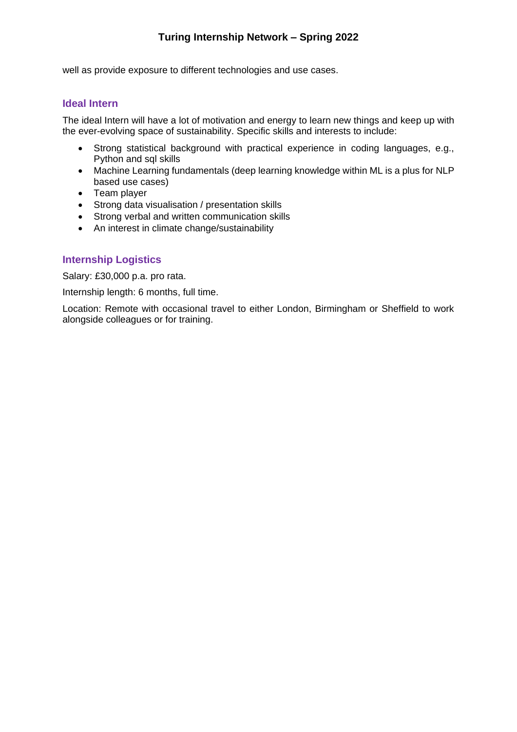well as provide exposure to different technologies and use cases.

### Ideal Intern

The ideal Intern will have a lot of motivation and energy to learn new things and keep up with the ever-evolving space of sustainability. Specific skills and interests to include:

- Strong statistical background with practical experience in coding languages, e.g., Python and sql skills
- Machine Learning fundamentals (deep learning knowledge within ML is a plus for NLP based use cases)
- Team player
- Strong data visualisation / presentation skills
- Strong verbal and written communication skills
- An interest in climate change/sustainability

### Internship Logistics

Salary: £30,000 p.a. pro rata.

Internship length: 6 months, full time.

Location: Remote with occasional travel to either London, Birmingham or Sheffield to work alongside colleagues or for training.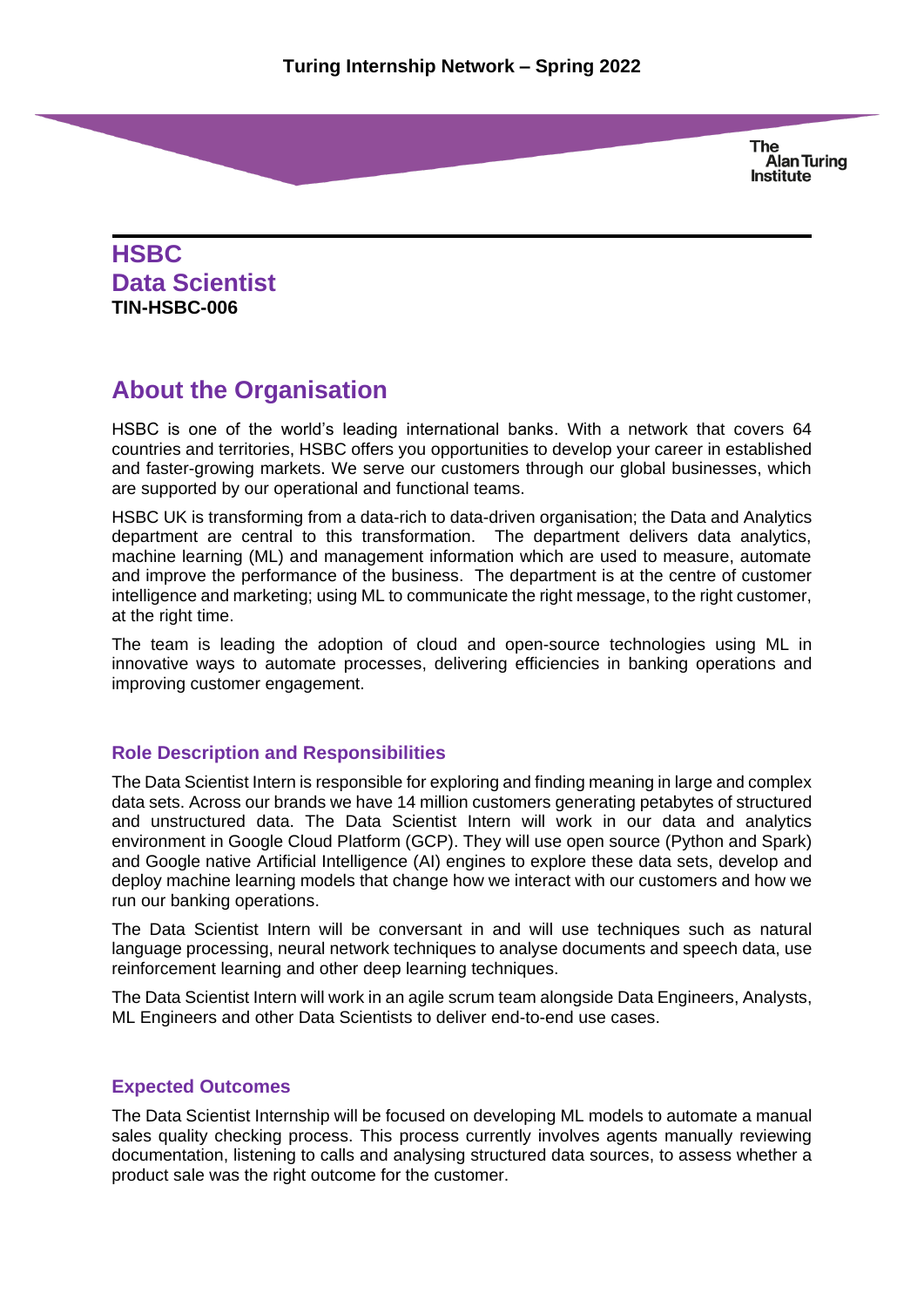# HSBC
# Data Scientist

**TIN-HSBC-006**

## About the Organisation

HSBC is one of the world's leading international banks. With a network that covers 64 countries and territories, HSBC offers you opportunities to develop your career in established and faster-growing markets. We serve our customers through our global businesses, which are supported by our operational and functional teams.

HSBC UK is transforming from a data-rich to data-driven organisation; the Data and Analytics department are central to this transformation. The department delivers data analytics, machine learning (ML) and management information which are used to measure, automate and improve the performance of the business. The department is at the centre of customer intelligence and marketing; using ML to communicate the right message, to the right customer, at the right time.

The team is leading the adoption of cloud and open-source technologies using ML in innovative ways to automate processes, delivering efficiencies in banking operations and improving customer engagement.

### Role Description and Responsibilities

The Data Scientist Intern is responsible for exploring and finding meaning in large and complex data sets. Across our brands we have 14 million customers generating petabytes of structured and unstructured data. The Data Scientist Intern will work in our data and analytics environment in Google Cloud Platform (GCP). They will use open source (Python and Spark) and Google native Artificial Intelligence (AI) engines to explore these data sets, develop and deploy machine learning models that change how we interact with our customers and how we run our banking operations.

The Data Scientist Intern will be conversant in and will use techniques such as natural language processing, neural network techniques to analyse documents and speech data, use reinforcement learning and other deep learning techniques.

The Data Scientist Intern will work in an agile scrum team alongside Data Engineers, Analysts, ML Engineers and other Data Scientists to deliver end-to-end use cases.

### Expected Outcomes

The Data Scientist Internship will be focused on developing ML models to automate a manual sales quality checking process. This process currently involves agents manually reviewing documentation, listening to calls and analysing structured data sources, to assess whether a product sale was the right outcome for the customer.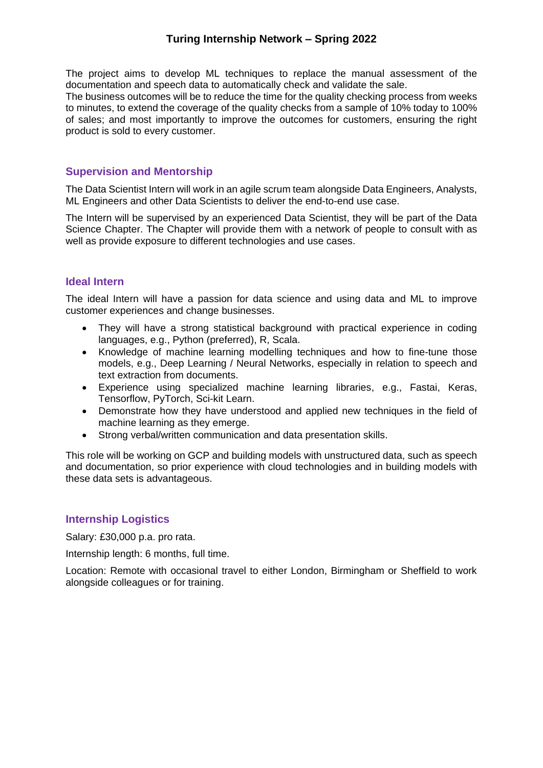The project aims to develop ML techniques to replace the manual assessment of the documentation and speech data to automatically check and validate the sale.
The business outcomes will be to reduce the time for the quality checking process from weeks to minutes, to extend the coverage of the quality checks from a sample of 10% today to 100% of sales; and most importantly to improve the outcomes for customers, ensuring the right product is sold to every customer.

## Supervision and Mentorship

The Data Scientist Intern will work in an agile scrum team alongside Data Engineers, Analysts, ML Engineers and other Data Scientists to deliver the end-to-end use case.

The Intern will be supervised by an experienced Data Scientist, they will be part of the Data Science Chapter. The Chapter will provide them with a network of people to consult with as well as provide exposure to different technologies and use cases.

## Ideal Intern

The ideal Intern will have a passion for data science and using data and ML to improve customer experiences and change businesses.

- They will have a strong statistical background with practical experience in coding languages, e.g., Python (preferred), R, Scala.
- Knowledge of machine learning modelling techniques and how to fine-tune those models, e.g., Deep Learning / Neural Networks, especially in relation to speech and text extraction from documents.
- Experience using specialized machine learning libraries, e.g., Fastai, Keras, Tensorflow, PyTorch, Sci-kit Learn.
- Demonstrate how they have understood and applied new techniques in the field of machine learning as they emerge.
- Strong verbal/written communication and data presentation skills.

This role will be working on GCP and building models with unstructured data, such as speech and documentation, so prior experience with cloud technologies and in building models with these data sets is advantageous.

## Internship Logistics

Salary: £30,000 p.a. pro rata.

Internship length: 6 months, full time.

Location: Remote with occasional travel to either London, Birmingham or Sheffield to work alongside colleagues or for training.